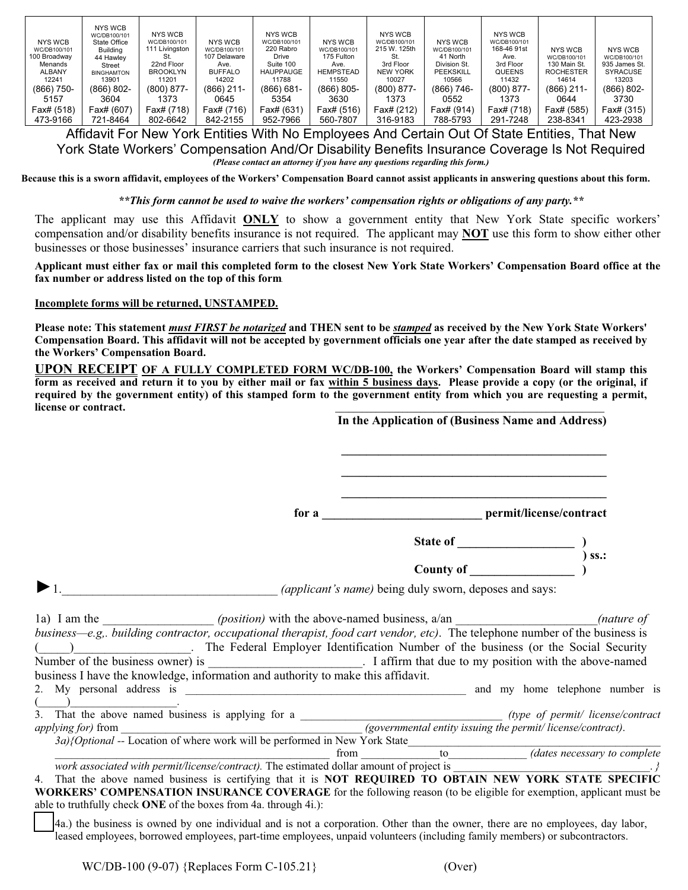| NYS WCB WC/DB100/101 100 Broadway Menands ALBANY 12241 | NYS WCB WC/DB100/101 State Office Building 44 Hawley Street BINGHAMTON 13901 | NYS WCB WC/DB100/101 111 Livingston St. 22nd Floor BROOKLYN 11201 | NYS WCB WC/DB100/101 107 Delaware Ave. BUFFALO 14202 | NYS WCB WC/DB100/101 220 Rabro Drive Suite 100 HAUPPAUGE 11788 | NYS WCB WC/DB100/101 175 Fulton Ave. HEMPSTEAD 11550 | NYS WCB WC/DB100/101 215 W. 125th St. 3rd Floor NEW YORK 10027 | NYS WCB WC/DB100/101 41 North Division St. PEEKSKILL 10566 | NYS WCB WC/DB100/101 168-46 91st Ave. 3rd Floor QUEENS 11432 | NYS WCB WC/DB100/101 130 Main St. ROCHESTER 14614 | NYS WCB WC/DB100/101 935 James St. SYRACUSE 13203 |
|---|---|---|---|---|---|---|---|---|---|---|
| (866) 750-5157 | (866) 802-3604 | (800) 877-1373 | (866) 211-0645 | (866) 681-5354 | (866) 805-3630 | (800) 877-1373 | (866) 746-0552 | (800) 877-1373 | (866) 211-0644 | (866) 802-3730 |
| Fax# (518) 473-9166 | Fax# (607) 721-8464 | Fax# (718) 802-6642 | Fax# (716) 842-2155 | Fax# (631) 952-7966 | Fax# (516) 560-7807 | Fax# (212) 316-9183 | Fax# (914) 788-5793 | Fax# (718) 291-7248 | Fax# (585) 238-8341 | Fax# (315) 423-2938 |

# Affidavit For New York Entities With No Employees And Certain Out Of State Entities, That New York State Workers' Compensation And/Or Disability Benefits Insurance Coverage Is Not Required

***(Please contact an attorney if you have any questions regarding this form.)***

**Because this is a sworn affidavit, employees of the Workers' Compensation Board cannot assist applicants in answering questions about this form.**

***\*\*This form cannot be used to waive the workers' compensation rights or obligations of any party.\*\****

The applicant may use this Affidavit **ONLY** to show a government entity that New York State specific workers' compensation and/or disability benefits insurance is not required. The applicant may **NOT** use this form to show either other businesses or those businesses' insurance carriers that such insurance is not required.

**Applicant must either fax or mail this completed form to the closest New York State Workers' Compensation Board office at the fax number or address listed on the top of this form.**

**Incomplete forms will be returned, UNSTAMPED.**

**Please note: This statement *must FIRST be notarized* and THEN sent to be *stamped* as received by the New York State Workers' Compensation Board. This affidavit will not be accepted by government officials one year after the date stamped as received by the Workers' Compensation Board.**

**UPON RECEIPT OF A FULLY COMPLETED FORM WC/DB-100, the Workers' Compensation Board will stamp this form as received and return it to you by either mail or fax within 5 business days. Please provide a copy (or the original, if required by the government entity) of this stamped form to the government entity from which you are requesting a permit, license or contract.**

______________________________________________
**In the Application of (Business Name and Address)**

______________________________________________

______________________________________________

______________________________________________

**for a __________________________ permit/license/contract**

**State of ___________________ )**
**) ss.:**
**County of _________________ )**

►1.___________________________________ *(applicant's name)* being duly sworn, deposes and says:

1a) I am the _________________ *(position)* with the above-named business, a/an ______________________*(nature of business—e.g,. building contractor, occupational therapist, food cart vendor, etc)*. The telephone number of the business is (_____)___________________. The Federal Employer Identification Number of the business (or the Social Security Number of the business owner) is ________________________. I affirm that due to my position with the above-named business I have the knowledge, information and authority to make this affidavit.

2. My personal address is __________________________________________________ and my home telephone number is (_____)__________________.

3. That the above named business is applying for a __________________________________ *(type of permit/ license/contract applying for)* from __________________________________________ *(governmental entity issuing the permit/ license/contract)*.

3a){Optional -- Location of where work will be performed in New York State______________________________________________ ______________________________________________ from _____________to_____________ *(dates necessary to complete work associated with permit/license/contract).* The estimated dollar amount of project is ____________________________________.}

4. That the above named business is certifying that it is **NOT REQUIRED TO OBTAIN NEW YORK STATE SPECIFIC WORKERS' COMPENSATION INSURANCE COVERAGE** for the following reason (to be eligible for exemption, applicant must be able to truthfully check **ONE** of the boxes from 4a. through 4i.):

☐ 4a.) the business is owned by one individual and is not a corporation. Other than the owner, there are no employees, day labor, leased employees, borrowed employees, part-time employees, unpaid volunteers (including family members) or subcontractors.

WC/DB-100 (9-07) {Replaces Form C-105.21} (Over)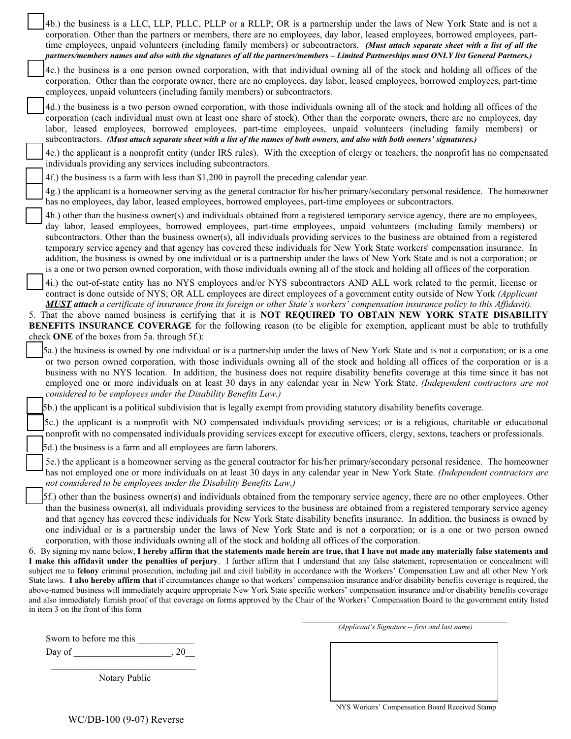☐ 4b.) the business is a LLC, LLP, PLLC, PLLP or a RLLP; OR is a partnership under the laws of New York State and is not a corporation. Other than the partners or members, there are no employees, day labor, leased employees, borrowed employees, part-time employees, unpaid volunteers (including family members) or subcontractors. ***(Must attach separate sheet with a list of all the partners/members names and also with the signatures of all the partners/members – Limited Partnerships must ONLY list General Partners.)***

☐ 4c.) the business is a one person owned corporation, with that individual owning all of the stock and holding all offices of the corporation. Other than the corporate owner, there are no employees, day labor, leased employees, borrowed employees, part-time employees, unpaid volunteers (including family members) or subcontractors.

☐ 4d.) the business is a two person owned corporation, with those individuals owning all of the stock and holding all offices of the corporation (each individual must own at least one share of stock). Other than the corporate owners, there are no employees, day labor, leased employees, borrowed employees, part-time employees, unpaid volunteers (including family members) or subcontractors. ***(Must attach separate sheet with a list of the names of both owners, and also with both owners' signatures.)***

☐ 4e.) the applicant is a nonprofit entity (under IRS rules). With the exception of clergy or teachers, the nonprofit has no compensated individuals providing any services including subcontractors.

☐ 4f.) the business is a farm with less than $1,200 in payroll the preceding calendar year.

☐ 4g.) the applicant is a homeowner serving as the general contractor for his/her primary/secondary personal residence. The homeowner has no employees, day labor, leased employees, borrowed employees, part-time employees or subcontractors.

☐ 4h.) other than the business owner(s) and individuals obtained from a registered temporary service agency, there are no employees, day labor, leased employees, borrowed employees, part-time employees, unpaid volunteers (including family members) or subcontractors. Other than the business owner(s), all individuals providing services to the business are obtained from a registered temporary service agency and that agency has covered these individuals for New York State workers' compensation insurance. In addition, the business is owned by one individual or is a partnership under the laws of New York State and is not a corporation; or is a one or two person owned corporation, with those individuals owning all of the stock and holding all offices of the corporation.

☐ 4i.) the out-of-state entity has no NYS employees and/or NYS subcontractors AND ALL work related to the permit, license or contract is done outside of NYS; OR ALL employees are direct employees of a government entity outside of New York *(Applicant **MUST attach** a certificate of insurance from its foreign or other State's workers' compensation insurance policy to this Affidavit).*

5. That the above named business is certifying that it is **NOT REQUIRED TO OBTAIN NEW YORK STATE DISABILITY BENEFITS INSURANCE COVERAGE** for the following reason (to be eligible for exemption, applicant must be able to truthfully check **ONE** of the boxes from 5a. through 5f.):

☐ 5a.) the business is owned by one individual or is a partnership under the laws of New York State and is not a corporation; or is a one or two person owned corporation, with those individuals owning all of the stock and holding all offices of the corporation or is a business with no NYS location. In addition, the business does not require disability benefits coverage at this time since it has not employed one or more individuals on at least 30 days in any calendar year in New York State. *(Independent contractors are not considered to be employees under the Disability Benefits Law.)*

☐ 5b.) the applicant is a political subdivision that is legally exempt from providing statutory disability benefits coverage.

☐ 5c.) the applicant is a nonprofit with NO compensated individuals providing services; or is a religious, charitable or educational nonprofit with no compensated individuals providing services except for executive officers, clergy, sextons, teachers or professionals.

☐ 5d.) the business is a farm and all employees are farm laborers.

☐ 5e.) the applicant is a homeowner serving as the general contractor for his/her primary/secondary personal residence. The homeowner has not employed one or more individuals on at least 30 days in any calendar year in New York State. *(Independent contractors are not considered to be employees under the Disability Benefits Law.)*

☐ 5f.) other than the business owner(s) and individuals obtained from the temporary service agency, there are no other employees. Other than the business owner(s), all individuals providing services to the business are obtained from a registered temporary service agency and that agency has covered these individuals for New York State disability benefits insurance. In addition, the business is owned by one individual or is a partnership under the laws of New York State and is not a corporation; or is a one or two person owned corporation, with those individuals owning all of the stock and holding all offices of the corporation.

6. By signing my name below, **I hereby affirm that the statements made herein are true, that I have not made any materially false statements and I make this affidavit under the penalties of perjury**. I further affirm that I understand that any false statement, representation or concealment will subject me to **felony** criminal prosecution, including jail and civil liability in accordance with the Workers' Compensation Law and all other New York State laws. **I also hereby affirm that** if circumstances change so that workers' compensation insurance and/or disability benefits coverage is required, the above-named business will immediately acquire appropriate New York State specific workers' compensation insurance and/or disability benefits coverage and also immediately furnish proof of that coverage on forms approved by the Chair of the Workers' Compensation Board to the government entity listed in item 3 on the front of this form

\_\_\_\_\_\_\_\_\_\_\_\_\_\_\_\_\_\_\_\_\_\_\_\_\_\_\_\_\_\_\_\_\_\_\_\_\_\_\_\_
*(Applicant's Signature -- first and last name)*

Sworn to before me this \_\_\_\_\_\_\_\_\_\_\_\_

Day of \_\_\_\_\_\_\_\_\_\_\_\_\_\_\_\_\_\_\_\_, 20\_\_

\_\_\_\_\_\_\_\_\_\_\_\_\_\_\_\_\_\_\_\_\_\_\_\_\_\_\_\_\_\_
Notary Public

NYS Workers' Compensation Board Received Stamp

WC/DB-100 (9-07) Reverse